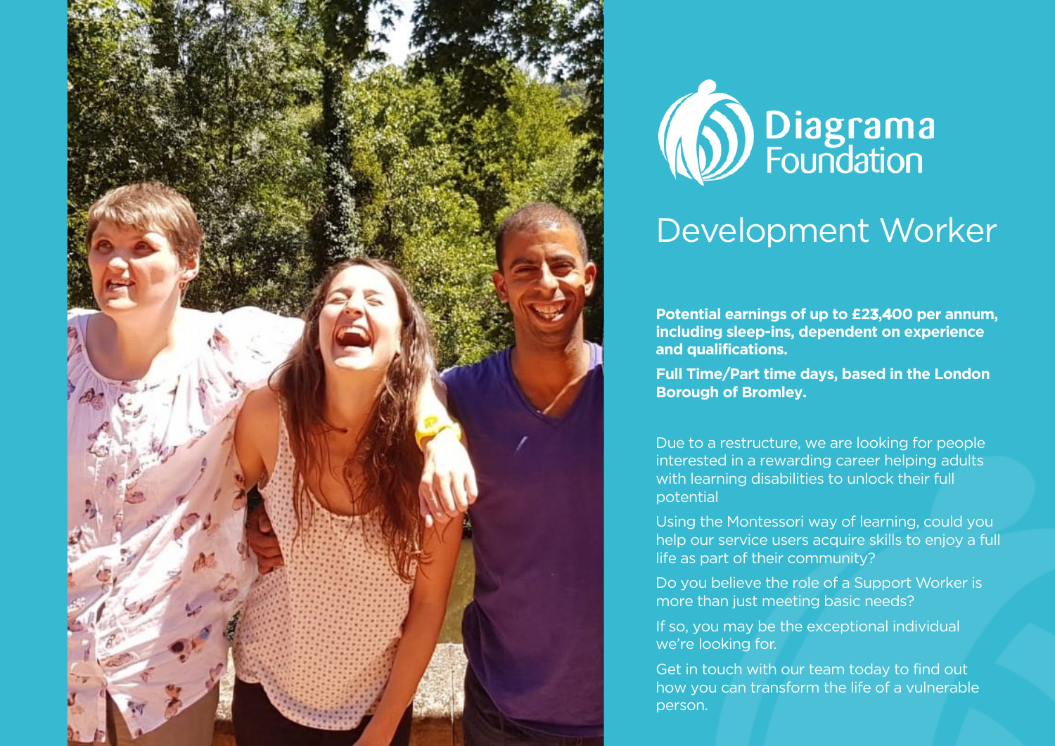Diagrama Foundation

# Development Worker

**Potential earnings of up to £23,400 per annum, including sleep-ins, dependent on experience and qualifications.**

**Full Time/Part time days, based in the London Borough of Bromley.**

Due to a restructure, we are looking for people interested in a rewarding career helping adults with learning disabilities to unlock their full potential

Using the Montessori way of learning, could you help our service users acquire skills to enjoy a full life as part of their community?

Do you believe the role of a Support Worker is more than just meeting basic needs?

If so, you may be the exceptional individual we're looking for.

Get in touch with our team today to find out how you can transform the life of a vulnerable person.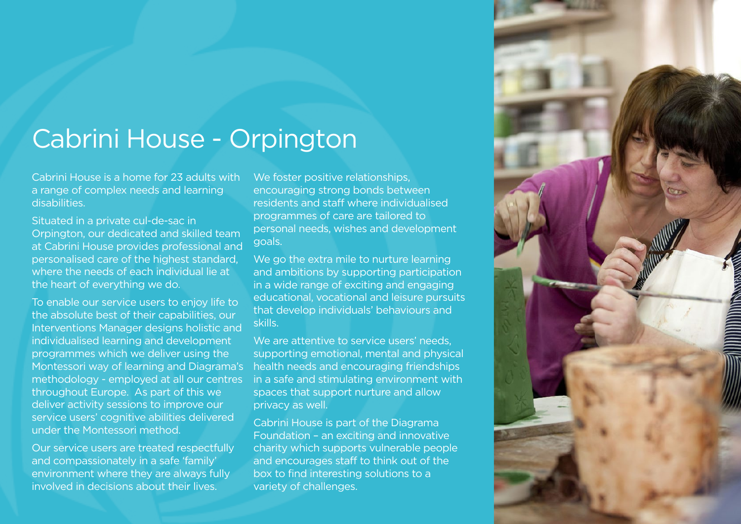# Cabrini House - Orpington

Cabrini House is a home for 23 adults with a range of complex needs and learning disabilities.

Situated in a private cul-de-sac in Orpington, our dedicated and skilled team at Cabrini House provides professional and personalised care of the highest standard, where the needs of each individual lie at the heart of everything we do.

To enable our service users to enjoy life to the absolute best of their capabilities, our Interventions Manager designs holistic and individualised learning and development programmes which we deliver using the Montessori way of learning and Diagrama's methodology - employed at all our centres throughout Europe. As part of this we deliver activity sessions to improve our service users' cognitive abilities delivered under the Montessori method.

Our service users are treated respectfully and compassionately in a safe 'family' environment where they are always fully involved in decisions about their lives.

We foster positive relationships, encouraging strong bonds between residents and staff where individualised programmes of care are tailored to personal needs, wishes and development goals.

We go the extra mile to nurture learning and ambitions by supporting participation in a wide range of exciting and engaging educational, vocational and leisure pursuits that develop individuals' behaviours and skills.

We are attentive to service users' needs, supporting emotional, mental and physical health needs and encouraging friendships in a safe and stimulating environment with spaces that support nurture and allow privacy as well.

Cabrini House is part of the Diagrama Foundation – an exciting and innovative charity which supports vulnerable people and encourages staff to think out of the box to find interesting solutions to a variety of challenges.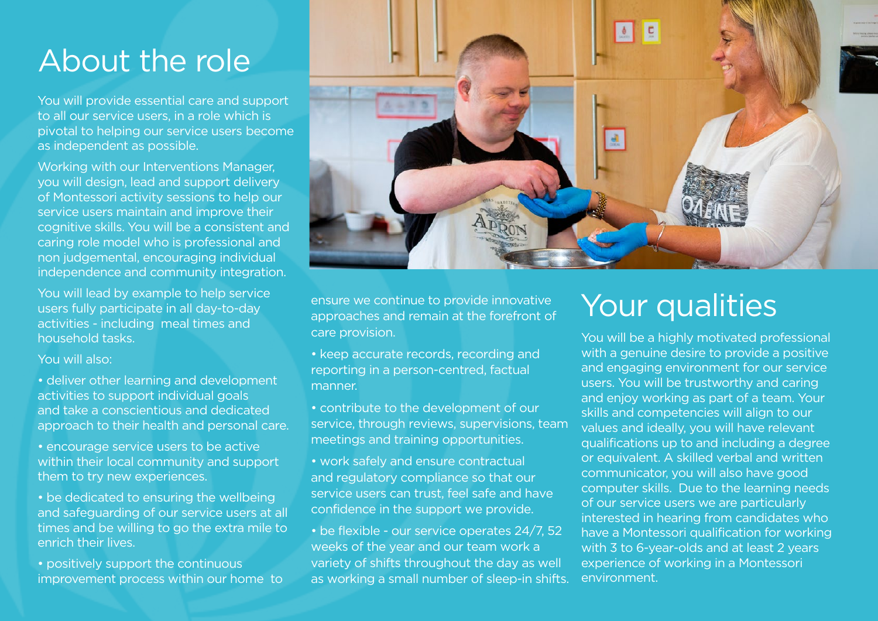# About the role

You will provide essential care and support to all our service users, in a role which is pivotal to helping our service users become as independent as possible.

Working with our Interventions Manager, you will design, lead and support delivery of Montessori activity sessions to help our service users maintain and improve their cognitive skills. You will be a consistent and caring role model who is professional and non judgemental, encouraging individual independence and community integration.

You will lead by example to help service users fully participate in all day-to-day activities - including meal times and household tasks.

You will also:

- deliver other learning and development activities to support individual goals and take a conscientious and dedicated approach to their health and personal care.
- encourage service users to be active within their local community and support them to try new experiences.
- be dedicated to ensuring the wellbeing and safeguarding of our service users at all times and be willing to go the extra mile to enrich their lives.
- positively support the continuous improvement process within our home to ensure we continue to provide innovative approaches and remain at the forefront of care provision.
- keep accurate records, recording and reporting in a person-centred, factual manner.
- contribute to the development of our service, through reviews, supervisions, team meetings and training opportunities.
- work safely and ensure contractual and regulatory compliance so that our service users can trust, feel safe and have confidence in the support we provide.
- be flexible - our service operates 24/7, 52 weeks of the year and our team work a variety of shifts throughout the day as well as working a small number of sleep-in shifts.

# Your qualities

You will be a highly motivated professional with a genuine desire to provide a positive and engaging environment for our service users. You will be trustworthy and caring and enjoy working as part of a team. Your skills and competencies will align to our values and ideally, you will have relevant qualifications up to and including a degree or equivalent. A skilled verbal and written communicator, you will also have good computer skills. Due to the learning needs of our service users we are particularly interested in hearing from candidates who have a Montessori qualification for working with 3 to 6-year-olds and at least 2 years experience of working in a Montessori environment.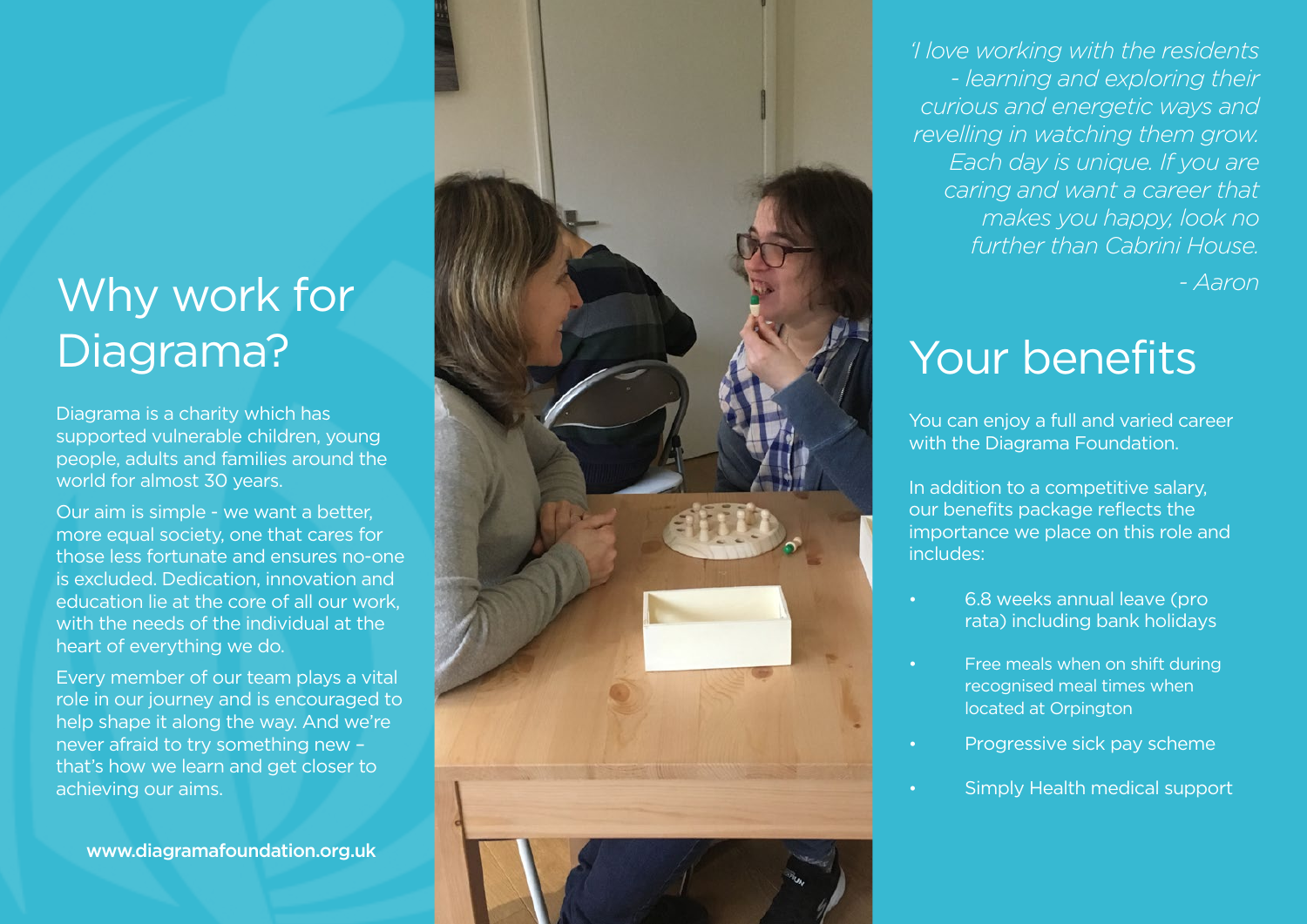# Why work for Diagrama?

Diagrama is a charity which has supported vulnerable children, young people, adults and families around the world for almost 30 years.

Our aim is simple - we want a better, more equal society, one that cares for those less fortunate and ensures no-one is excluded. Dedication, innovation and education lie at the core of all our work, with the needs of the individual at the heart of everything we do.

Every member of our team plays a vital role in our journey and is encouraged to help shape it along the way. And we're never afraid to try something new – that's how we learn and get closer to achieving our aims.

**www.diagramafoundation.org.uk**

*'I love working with the residents - learning and exploring their curious and energetic ways and revelling in watching them grow. Each day is unique. If you are caring and want a career that makes you happy, look no further than Cabrini House.*

*- Aaron*

# Your benefits

You can enjoy a full and varied career with the Diagrama Foundation.

In addition to a competitive salary, our benefits package reflects the importance we place on this role and includes:

- 6.8 weeks annual leave (pro rata) including bank holidays
- Free meals when on shift during recognised meal times when located at Orpington
- Progressive sick pay scheme
- Simply Health medical support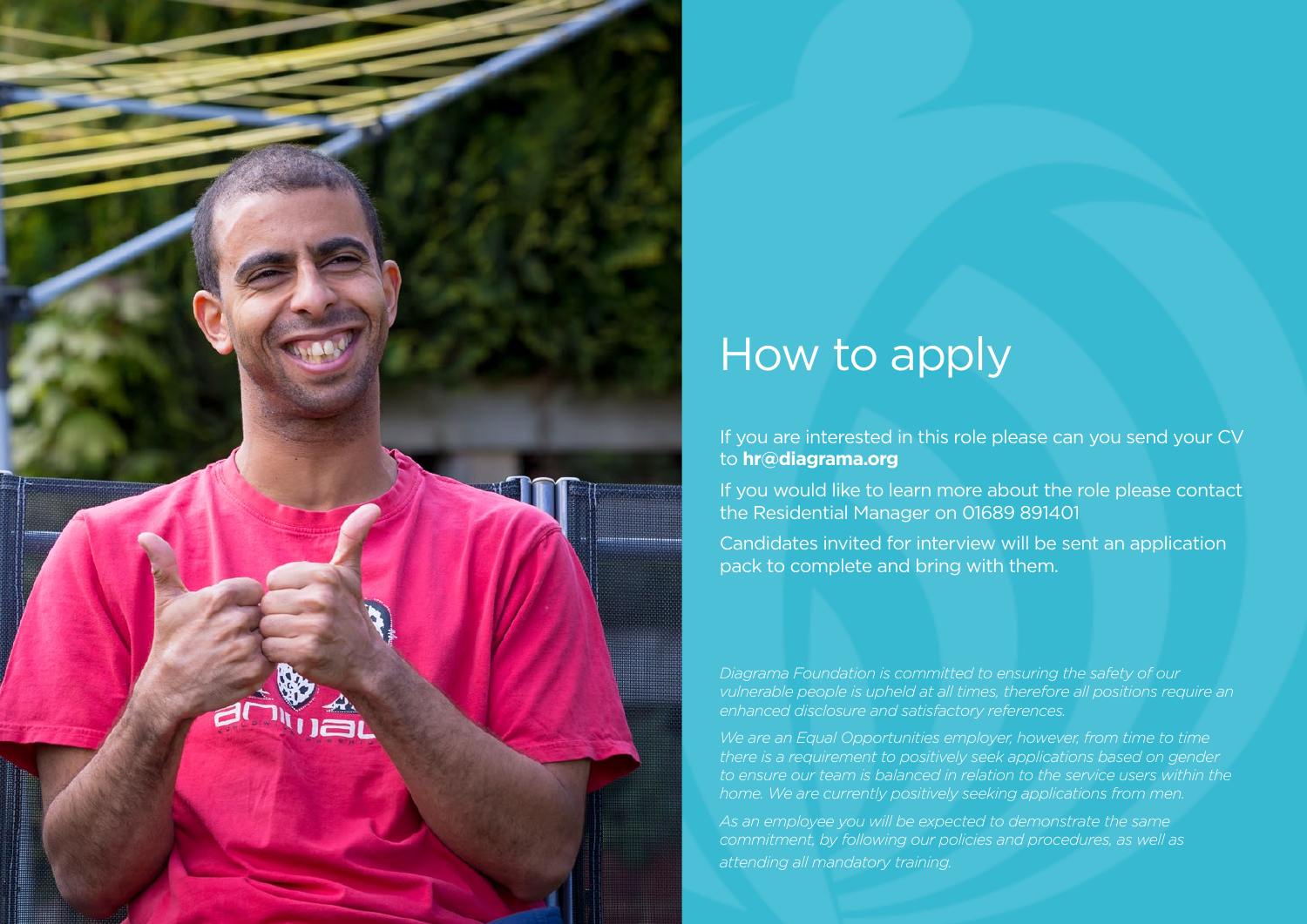# How to apply

If you are interested in this role please can you send your CV to **hr@diagrama.org**

If you would like to learn more about the role please contact the Residential Manager on 01689 891401

Candidates invited for interview will be sent an application pack to complete and bring with them.

*Diagrama Foundation is committed to ensuring the safety of our vulnerable people is upheld at all times, therefore all positions require an enhanced disclosure and satisfactory references.*

*We are an Equal Opportunities employer, however, from time to time there is a requirement to positively seek applications based on gender to ensure our team is balanced in relation to the service users within the home. We are currently positively seeking applications from men.*

*As an employee you will be expected to demonstrate the same commitment, by following our policies and procedures, as well as attending all mandatory training.*